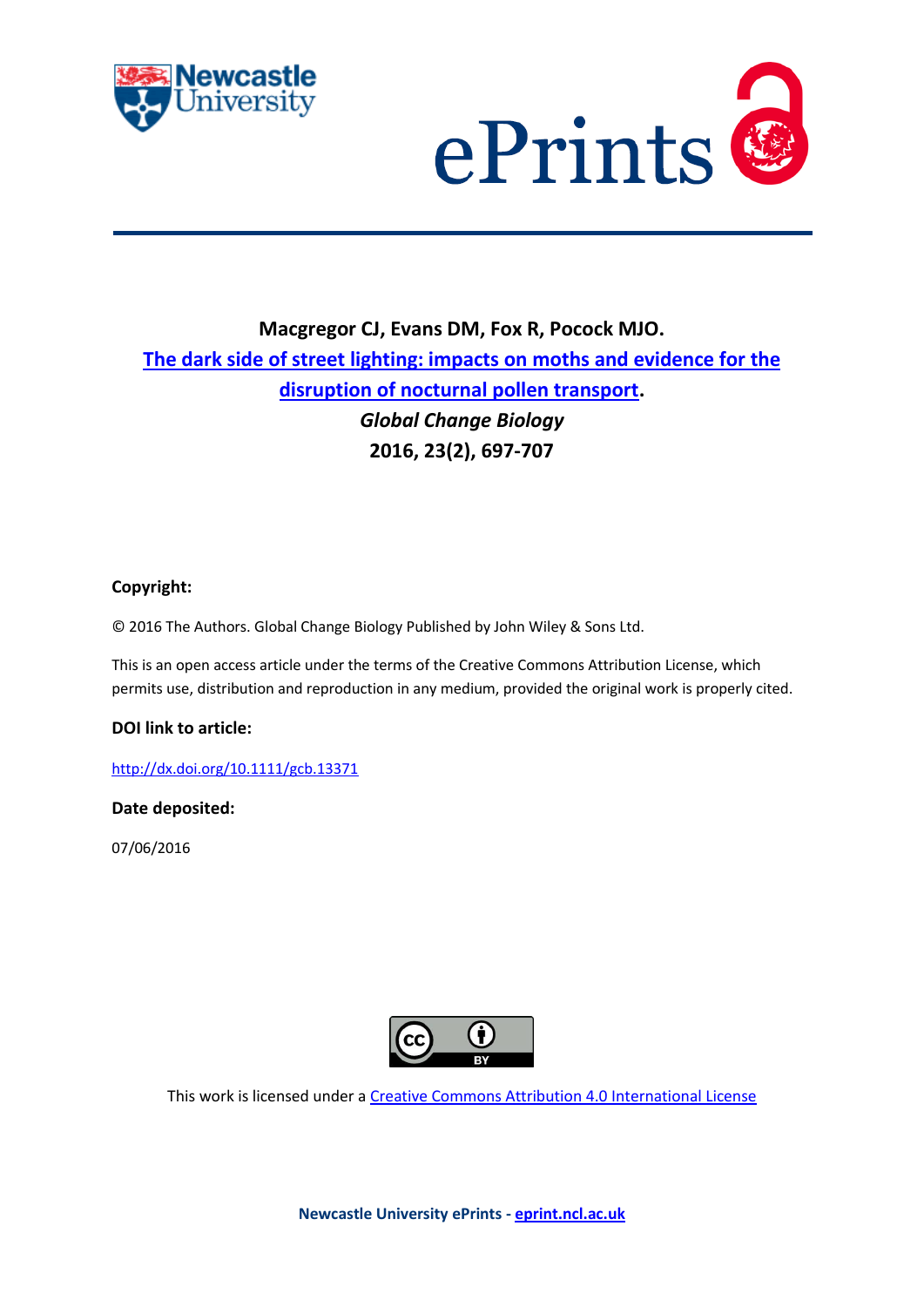**Macgregor CJ, Evans DM, Fox R, Pocock MJO.**

**The dark side of street lighting: impacts on moths and evidence for the disruption of nocturnal pollen transport.**

***Global Change Biology***

**2016, 23(2), 697-707**

**Copyright:**

© 2016 The Authors. Global Change Biology Published by John Wiley & Sons Ltd.

This is an open access article under the terms of the Creative Commons Attribution License, which permits use, distribution and reproduction in any medium, provided the original work is properly cited.

**DOI link to article:**

http://dx.doi.org/10.1111/gcb.13371

**Date deposited:**

07/06/2016

This work is licensed under a Creative Commons Attribution 4.0 International License

**Newcastle University ePrints - eprint.ncl.ac.uk**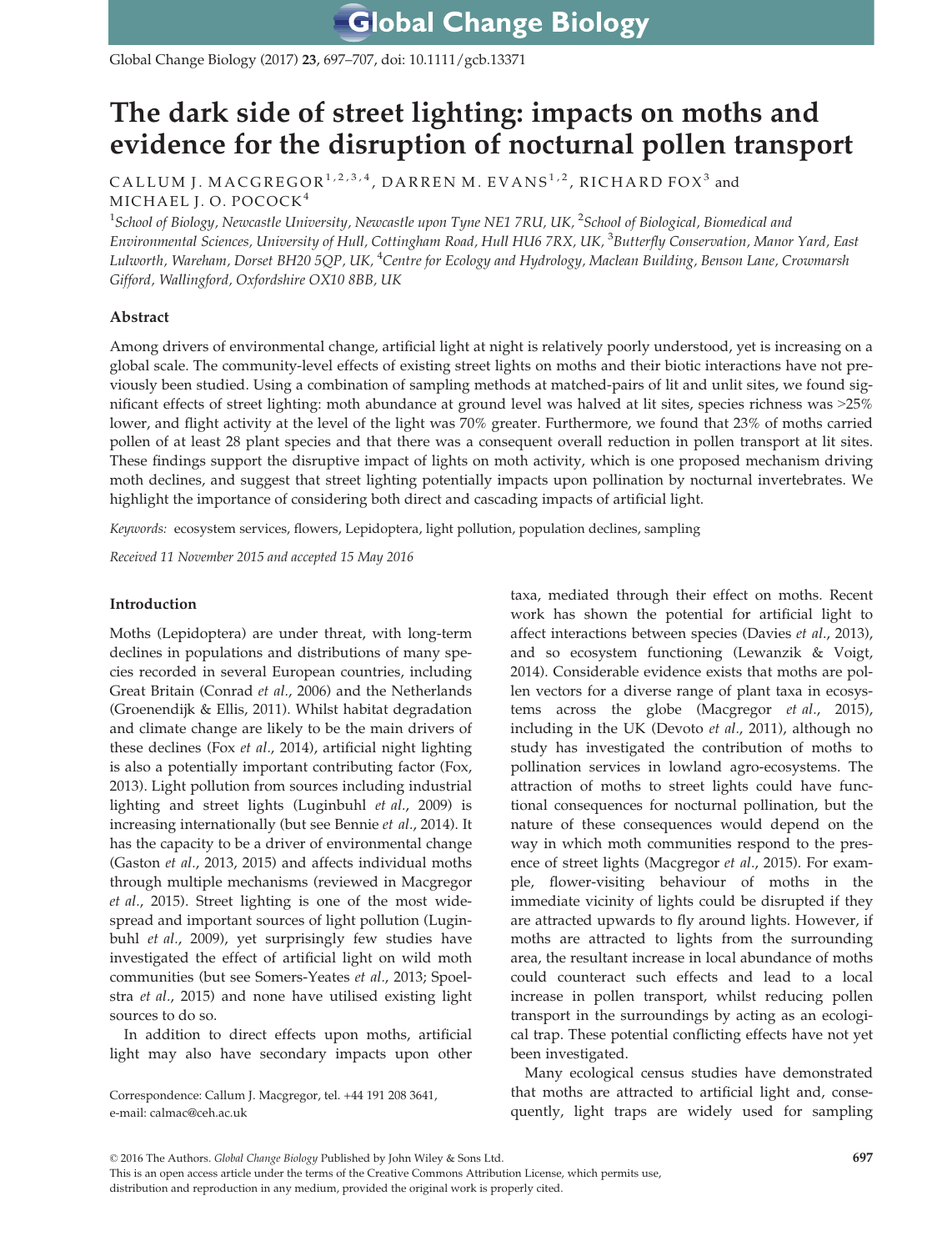# The dark side of street lighting: impacts on moths and evidence for the disruption of nocturnal pollen transport

CALLUM J. MACGREGOR[1,2,3,4], DARREN M. EVANS[1,2], RICHARD FOX[3] and MICHAEL J. O. POCOCK[4]

[1]School of Biology, Newcastle University, Newcastle upon Tyne NE1 7RU, UK, [2]School of Biological, Biomedical and Environmental Sciences, University of Hull, Cottingham Road, Hull HU6 7RX, UK, [3]Butterfly Conservation, Manor Yard, East Lulworth, Wareham, Dorset BH20 5QP, UK, [4]Centre for Ecology and Hydrology, Maclean Building, Benson Lane, Crowmarsh Gifford, Wallingford, Oxfordshire OX10 8BB, UK

## Abstract

Among drivers of environmental change, artificial light at night is relatively poorly understood, yet is increasing on a global scale. The community-level effects of existing street lights on moths and their biotic interactions have not previously been studied. Using a combination of sampling methods at matched-pairs of lit and unlit sites, we found significant effects of street lighting: moth abundance at ground level was halved at lit sites, species richness was >25% lower, and flight activity at the level of the light was 70% greater. Furthermore, we found that 23% of moths carried pollen of at least 28 plant species and that there was a consequent overall reduction in pollen transport at lit sites. These findings support the disruptive impact of lights on moth activity, which is one proposed mechanism driving moth declines, and suggest that street lighting potentially impacts upon pollination by nocturnal invertebrates. We highlight the importance of considering both direct and cascading impacts of artificial light.

*Keywords:* ecosystem services, flowers, Lepidoptera, light pollution, population declines, sampling

*Received 11 November 2015 and accepted 15 May 2016*

## Introduction

Moths (Lepidoptera) are under threat, with long-term declines in populations and distributions of many species recorded in several European countries, including Great Britain (Conrad *et al.*, 2006) and the Netherlands (Groenendijk & Ellis, 2011). Whilst habitat degradation and climate change are likely to be the main drivers of these declines (Fox *et al.*, 2014), artificial night lighting is also a potentially important contributing factor (Fox, 2013). Light pollution from sources including industrial lighting and street lights (Luginbuhl *et al.*, 2009) is increasing internationally (but see Bennie *et al.*, 2014). It has the capacity to be a driver of environmental change (Gaston *et al.*, 2013, 2015) and affects individual moths through multiple mechanisms (reviewed in Macgregor *et al.*, 2015). Street lighting is one of the most widespread and important sources of light pollution (Luginbuhl *et al.*, 2009), yet surprisingly few studies have investigated the effect of artificial light on wild moth communities (but see Somers-Yeates *et al.*, 2013; Spoelstra *et al.*, 2015) and none have utilised existing light sources to do so.

In addition to direct effects upon moths, artificial light may also have secondary impacts upon other taxa, mediated through their effect on moths. Recent work has shown the potential for artificial light to affect interactions between species (Davies *et al.*, 2013), and so ecosystem functioning (Lewanzik & Voigt, 2014). Considerable evidence exists that moths are pollen vectors for a diverse range of plant taxa in ecosystems across the globe (Macgregor *et al.*, 2015), including in the UK (Devoto *et al.*, 2011), although no study has investigated the contribution of moths to pollination services in lowland agro-ecosystems. The attraction of moths to street lights could have functional consequences for nocturnal pollination, but the nature of these consequences would depend on the way in which moth communities respond to the presence of street lights (Macgregor *et al.*, 2015). For example, flower-visiting behaviour of moths in the immediate vicinity of lights could be disrupted if they are attracted upwards to fly around lights. However, if moths are attracted to lights from the surrounding area, the resultant increase in local abundance of moths could counteract such effects and lead to a local increase in pollen transport, whilst reducing pollen transport in the surroundings by acting as an ecological trap. These potential conflicting effects have not yet been investigated.

Many ecological census studies have demonstrated that moths are attracted to artificial light and, consequently, light traps are widely used for sampling

Correspondence: Callum J. Macgregor, tel. +44 191 208 3641, e-mail: calmac@ceh.ac.uk

© 2016 The Authors. *Global Change Biology* Published by John Wiley & Sons Ltd.
This is an open access article under the terms of the Creative Commons Attribution License, which permits use, distribution and reproduction in any medium, provided the original work is properly cited.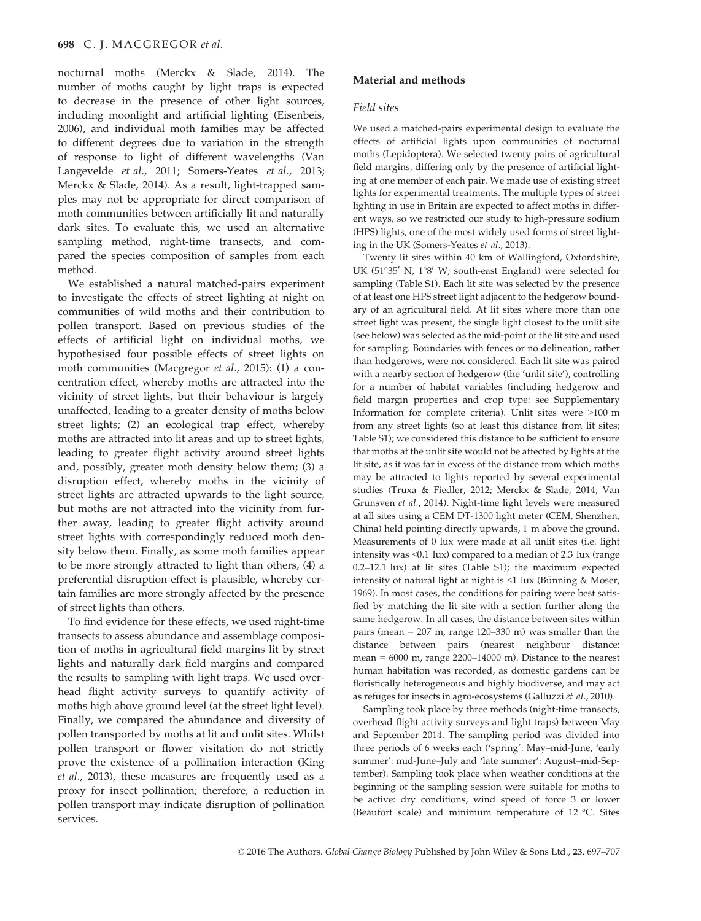nocturnal moths (Merckx & Slade, 2014). The number of moths caught by light traps is expected to decrease in the presence of other light sources, including moonlight and artificial lighting (Eisenbeis, 2006), and individual moth families may be affected to different degrees due to variation in the strength of response to light of different wavelengths (Van Langevelde *et al*., 2011; Somers-Yeates *et al*., 2013; Merckx & Slade, 2014). As a result, light-trapped samples may not be appropriate for direct comparison of moth communities between artificially lit and naturally dark sites. To evaluate this, we used an alternative sampling method, night-time transects, and compared the species composition of samples from each method.

We established a natural matched-pairs experiment to investigate the effects of street lighting at night on communities of wild moths and their contribution to pollen transport. Based on previous studies of the effects of artificial light on individual moths, we hypothesised four possible effects of street lights on moth communities (Macgregor *et al*., 2015): (1) a concentration effect, whereby moths are attracted into the vicinity of street lights, but their behaviour is largely unaffected, leading to a greater density of moths below street lights; (2) an ecological trap effect, whereby moths are attracted into lit areas and up to street lights, leading to greater flight activity around street lights and, possibly, greater moth density below them; (3) a disruption effect, whereby moths in the vicinity of street lights are attracted upwards to the light source, but moths are not attracted into the vicinity from further away, leading to greater flight activity around street lights with correspondingly reduced moth density below them. Finally, as some moth families appear to be more strongly attracted to light than others, (4) a preferential disruption effect is plausible, whereby certain families are more strongly affected by the presence of street lights than others.

To find evidence for these effects, we used night-time transects to assess abundance and assemblage composition of moths in agricultural field margins lit by street lights and naturally dark field margins and compared the results to sampling with light traps. We used overhead flight activity surveys to quantify activity of moths high above ground level (at the street light level). Finally, we compared the abundance and diversity of pollen transported by moths at lit and unlit sites. Whilst pollen transport or flower visitation do not strictly prove the existence of a pollination interaction (King *et al*., 2013), these measures are frequently used as a proxy for insect pollination; therefore, a reduction in pollen transport may indicate disruption of pollination services.

## Material and methods

### Field sites

We used a matched-pairs experimental design to evaluate the effects of artificial lights upon communities of nocturnal moths (Lepidoptera). We selected twenty pairs of agricultural field margins, differing only by the presence of artificial lighting at one member of each pair. We made use of existing street lights for experimental treatments. The multiple types of street lighting in use in Britain are expected to affect moths in different ways, so we restricted our study to high-pressure sodium (HPS) lights, one of the most widely used forms of street lighting in the UK (Somers-Yeates *et al*., 2013).

Twenty lit sites within 40 km of Wallingford, Oxfordshire, UK (51°35′ N, 1°8′ W; south-east England) were selected for sampling (Table S1). Each lit site was selected by the presence of at least one HPS street light adjacent to the hedgerow boundary of an agricultural field. At lit sites where more than one street light was present, the single light closest to the unlit site (see below) was selected as the mid-point of the lit site and used for sampling. Boundaries with fences or no delineation, rather than hedgerows, were not considered. Each lit site was paired with a nearby section of hedgerow (the 'unlit site'), controlling for a number of habitat variables (including hedgerow and field margin properties and crop type: see Supplementary Information for complete criteria). Unlit sites were >100 m from any street lights (so at least this distance from lit sites; Table S1); we considered this distance to be sufficient to ensure that moths at the unlit site would not be affected by lights at the lit site, as it was far in excess of the distance from which moths may be attracted to lights reported by several experimental studies (Truxa & Fiedler, 2012; Merckx & Slade, 2014; Van Grunsven *et al*., 2014). Night-time light levels were measured at all sites using a CEM DT-1300 light meter (CEM, Shenzhen, China) held pointing directly upwards, 1 m above the ground. Measurements of 0 lux were made at all unlit sites (i.e. light intensity was <0.1 lux) compared to a median of 2.3 lux (range 0.2–12.1 lux) at lit sites (Table S1); the maximum expected intensity of natural light at night is <1 lux (Bünning & Moser, 1969). In most cases, the conditions for pairing were best satisfied by matching the lit site with a section further along the same hedgerow. In all cases, the distance between sites within pairs (mean = 207 m, range 120–330 m) was smaller than the distance between pairs (nearest neighbour distance: mean = 6000 m, range 2200–14000 m). Distance to the nearest human habitation was recorded, as domestic gardens can be floristically heterogeneous and highly biodiverse, and may act as refuges for insects in agro-ecosystems (Galluzzi *et al*., 2010).

Sampling took place by three methods (night-time transects, overhead flight activity surveys and light traps) between May and September 2014. The sampling period was divided into three periods of 6 weeks each ('spring': May–mid-June, 'early summer': mid-June–July and 'late summer': August–mid-September). Sampling took place when weather conditions at the beginning of the sampling session were suitable for moths to be active: dry conditions, wind speed of force 3 or lower (Beaufort scale) and minimum temperature of 12 °C. Sites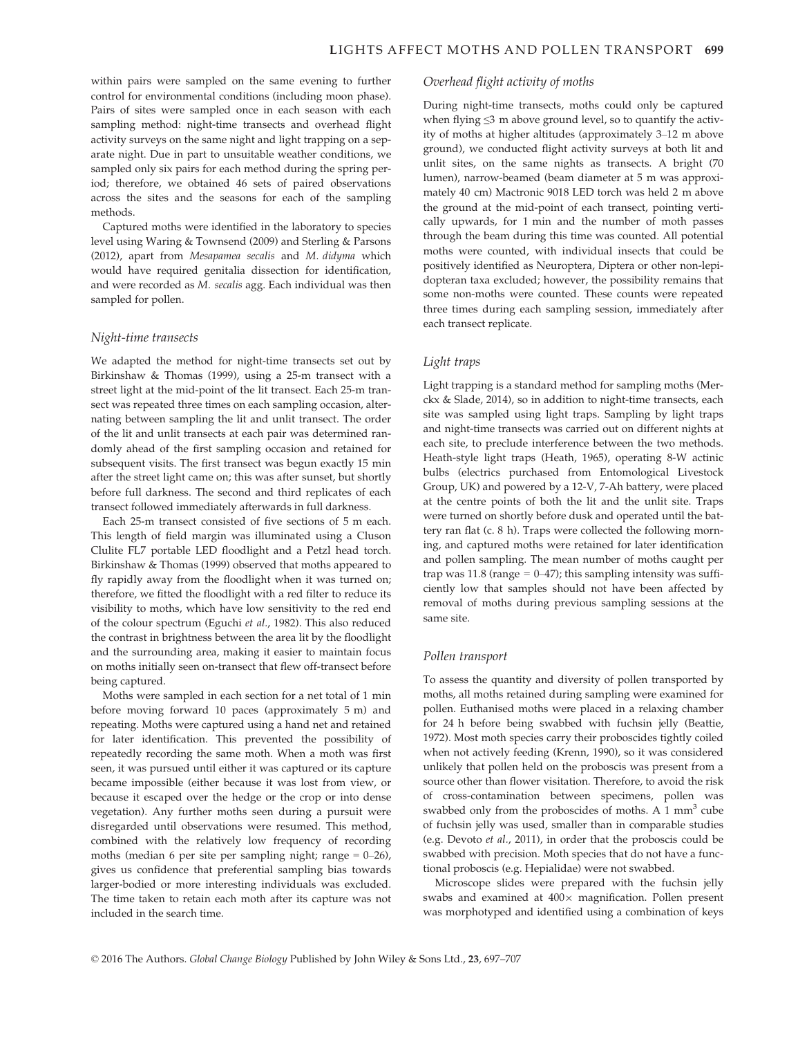within pairs were sampled on the same evening to further control for environmental conditions (including moon phase). Pairs of sites were sampled once in each season with each sampling method: night-time transects and overhead flight activity surveys on the same night and light trapping on a separate night. Due in part to unsuitable weather conditions, we sampled only six pairs for each method during the spring period; therefore, we obtained 46 sets of paired observations across the sites and the seasons for each of the sampling methods.

Captured moths were identified in the laboratory to species level using Waring & Townsend (2009) and Sterling & Parsons (2012), apart from *Mesapamea secalis* and *M. didyma* which would have required genitalia dissection for identification, and were recorded as *M. secalis* agg. Each individual was then sampled for pollen.

### *Night-time transects*

We adapted the method for night-time transects set out by Birkinshaw & Thomas (1999), using a 25-m transect with a street light at the mid-point of the lit transect. Each 25-m transect was repeated three times on each sampling occasion, alternating between sampling the lit and unlit transect. The order of the lit and unlit transects at each pair was determined randomly ahead of the first sampling occasion and retained for subsequent visits. The first transect was begun exactly 15 min after the street light came on; this was after sunset, but shortly before full darkness. The second and third replicates of each transect followed immediately afterwards in full darkness.

Each 25-m transect consisted of five sections of 5 m each. This length of field margin was illuminated using a Cluson Clulite FL7 portable LED floodlight and a Petzl head torch. Birkinshaw & Thomas (1999) observed that moths appeared to fly rapidly away from the floodlight when it was turned on; therefore, we fitted the floodlight with a red filter to reduce its visibility to moths, which have low sensitivity to the red end of the colour spectrum (Eguchi *et al*., 1982). This also reduced the contrast in brightness between the area lit by the floodlight and the surrounding area, making it easier to maintain focus on moths initially seen on-transect that flew off-transect before being captured.

Moths were sampled in each section for a net total of 1 min before moving forward 10 paces (approximately 5 m) and repeating. Moths were captured using a hand net and retained for later identification. This prevented the possibility of repeatedly recording the same moth. When a moth was first seen, it was pursued until either it was captured or its capture became impossible (either because it was lost from view, or because it escaped over the hedge or the crop or into dense vegetation). Any further moths seen during a pursuit were disregarded until observations were resumed. This method, combined with the relatively low frequency of recording moths (median 6 per site per sampling night; range = 0–26), gives us confidence that preferential sampling bias towards larger-bodied or more interesting individuals was excluded. The time taken to retain each moth after its capture was not included in the search time.

### *Overhead flight activity of moths*

During night-time transects, moths could only be captured when flying ≤3 m above ground level, so to quantify the activity of moths at higher altitudes (approximately 3–12 m above ground), we conducted flight activity surveys at both lit and unlit sites, on the same nights as transects. A bright (70 lumen), narrow-beamed (beam diameter at 5 m was approximately 40 cm) Mactronic 9018 LED torch was held 2 m above the ground at the mid-point of each transect, pointing vertically upwards, for 1 min and the number of moth passes through the beam during this time was counted. All potential moths were counted, with individual insects that could be positively identified as Neuroptera, Diptera or other non-lepidopteran taxa excluded; however, the possibility remains that some non-moths were counted. These counts were repeated three times during each sampling session, immediately after each transect replicate.

### *Light traps*

Light trapping is a standard method for sampling moths (Merckx & Slade, 2014), so in addition to night-time transects, each site was sampled using light traps. Sampling by light traps and night-time transects was carried out on different nights at each site, to preclude interference between the two methods. Heath-style light traps (Heath, 1965), operating 8-W actinic bulbs (electrics purchased from Entomological Livestock Group, UK) and powered by a 12-V, 7-Ah battery, were placed at the centre points of both the lit and the unlit site. Traps were turned on shortly before dusk and operated until the battery ran flat (c. 8 h). Traps were collected the following morning, and captured moths were retained for later identification and pollen sampling. The mean number of moths caught per trap was 11.8 (range = 0–47); this sampling intensity was sufficiently low that samples should not have been affected by removal of moths during previous sampling sessions at the same site.

### *Pollen transport*

To assess the quantity and diversity of pollen transported by moths, all moths retained during sampling were examined for pollen. Euthanised moths were placed in a relaxing chamber for 24 h before being swabbed with fuchsin jelly (Beattie, 1972). Most moth species carry their proboscides tightly coiled when not actively feeding (Krenn, 1990), so it was considered unlikely that pollen held on the proboscis was present from a source other than flower visitation. Therefore, to avoid the risk of cross-contamination between specimens, pollen was swabbed only from the proboscides of moths. A 1 $mm^3$ cube of fuchsin jelly was used, smaller than in comparable studies (e.g. Devoto *et al*., 2011), in order that the proboscis could be swabbed with precision. Moth species that do not have a functional proboscis (e.g. Hepialidae) were not swabbed.

Microscope slides were prepared with the fuchsin jelly swabs and examined at 400× magnification. Pollen present was morphotyped and identified using a combination of keys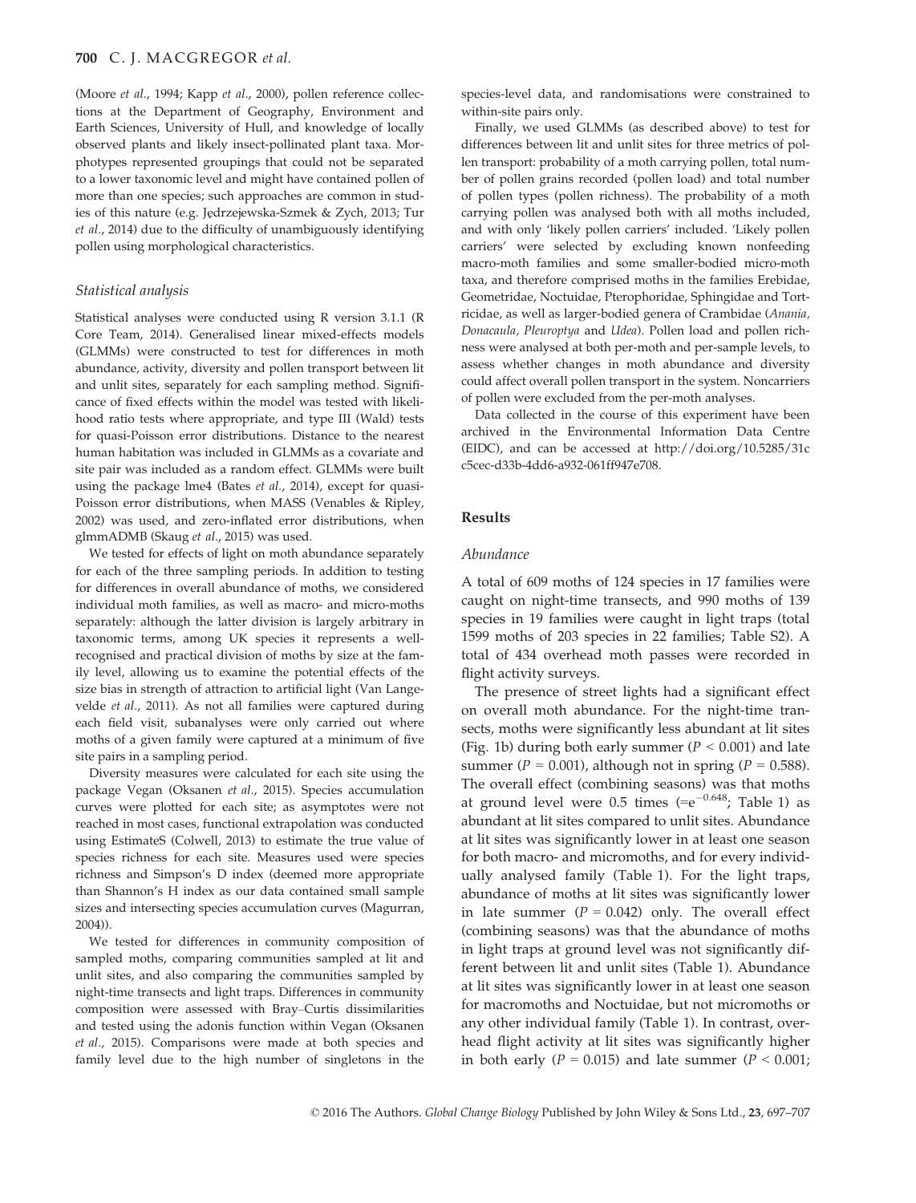(Moore *et al.*, 1994; Kapp *et al.*, 2000), pollen reference collections at the Department of Geography, Environment and Earth Sciences, University of Hull, and knowledge of locally observed plants and likely insect-pollinated plant taxa. Morphotypes represented groupings that could not be separated to a lower taxonomic level and might have contained pollen of more than one species; such approaches are common in studies of this nature (e.g. Jędrzejewska-Szmek & Zych, 2013; Tur *et al.*, 2014) due to the difficulty of unambiguously identifying pollen using morphological characteristics.

### *Statistical analysis*

Statistical analyses were conducted using R version 3.1.1 (R Core Team, 2014). Generalised linear mixed-effects models (GLMMs) were constructed to test for differences in moth abundance, activity, diversity and pollen transport between lit and unlit sites, separately for each sampling method. Significance of fixed effects within the model was tested with likelihood ratio tests where appropriate, and type III (Wald) tests for quasi-Poisson error distributions. Distance to the nearest human habitation was included in GLMMs as a covariate and site pair was included as a random effect. GLMMs were built using the package lme4 (Bates *et al.*, 2014), except for quasi-Poisson error distributions, when MASS (Venables & Ripley, 2002) was used, and zero-inflated error distributions, when glmmADMB (Skaug *et al.*, 2015) was used.

We tested for effects of light on moth abundance separately for each of the three sampling periods. In addition to testing for differences in overall abundance of moths, we considered individual moth families, as well as macro- and micro-moths separately: although the latter division is largely arbitrary in taxonomic terms, among UK species it represents a well-recognised and practical division of moths by size at the family level, allowing us to examine the potential effects of the size bias in strength of attraction to artificial light (Van Langevelde *et al.*, 2011). As not all families were captured during each field visit, subanalyses were only carried out where moths of a given family were captured at a minimum of five site pairs in a sampling period.

Diversity measures were calculated for each site using the package Vegan (Oksanen *et al.*, 2015). Species accumulation curves were plotted for each site; as asymptotes were not reached in most cases, functional extrapolation was conducted using EstimateS (Colwell, 2013) to estimate the true value of species richness for each site. Measures used were species richness and Simpson's D index (deemed more appropriate than Shannon's H index as our data contained small sample sizes and intersecting species accumulation curves (Magurran, 2004)).

We tested for differences in community composition of sampled moths, comparing communities sampled at lit and unlit sites, and also comparing the communities sampled by night-time transects and light traps. Differences in community composition were assessed with Bray–Curtis dissimilarities and tested using the adonis function within Vegan (Oksanen *et al.*, 2015). Comparisons were made at both species and family level due to the high number of singletons in the species-level data, and randomisations were constrained to within-site pairs only.

Finally, we used GLMMs (as described above) to test for differences between lit and unlit sites for three metrics of pollen transport: probability of a moth carrying pollen, total number of pollen grains recorded (pollen load) and total number of pollen types (pollen richness). The probability of a moth carrying pollen was analysed both with all moths included, and with only 'likely pollen carriers' included. 'Likely pollen carriers' were selected by excluding known nonfeeding macro-moth families and some smaller-bodied micro-moth taxa, and therefore comprised moths in the families Erebidae, Geometridae, Noctuidae, Pterophoridae, Sphingidae and Tortricidae, as well as larger-bodied genera of Crambidae (*Anania, Donacaula, Pleuroptya* and *Udea*). Pollen load and pollen richness were analysed at both per-moth and per-sample levels, to assess whether changes in moth abundance and diversity could affect overall pollen transport in the system. Noncarriers of pollen were excluded from the per-moth analyses.

Data collected in the course of this experiment have been archived in the Environmental Information Data Centre (EIDC), and can be accessed at http://doi.org/10.5285/31cc5cec-d33b-4dd6-a932-061ff947e708.

## Results

### *Abundance*

A total of 609 moths of 124 species in 17 families were caught on night-time transects, and 990 moths of 139 species in 19 families were caught in light traps (total 1599 moths of 203 species in 22 families; Table S2). A total of 434 overhead moth passes were recorded in flight activity surveys.

The presence of street lights had a significant effect on overall moth abundance. For the night-time transects, moths were significantly less abundant at lit sites (Fig. 1b) during both early summer ($P < 0.001$) and late summer ($P = 0.001$), although not in spring ($P = 0.588$). The overall effect (combining seasons) was that moths at ground level were 0.5 times ($=e^{-0.648}$; Table 1) as abundant at lit sites compared to unlit sites. Abundance at lit sites was significantly lower in at least one season for both macro- and micromoths, and for every individually analysed family (Table 1). For the light traps, abundance of moths at lit sites was significantly lower in late summer ($P = 0.042$) only. The overall effect (combining seasons) was that the abundance of moths in light traps at ground level was not significantly different between lit and unlit sites (Table 1). Abundance at lit sites was significantly lower in at least one season for macromoths and Noctuidae, but not micromoths or any other individual family (Table 1). In contrast, overhead flight activity at lit sites was significantly higher in both early ($P = 0.015$) and late summer ($P < 0.001$;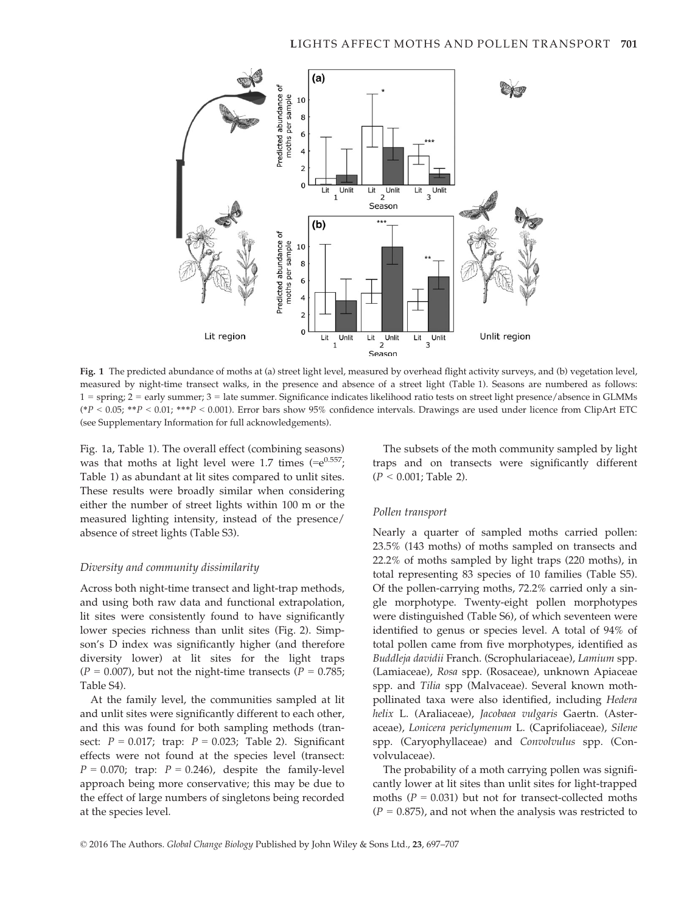Fig. 1 The predicted abundance of moths at (a) street light level, measured by overhead flight activity surveys, and (b) vegetation level, measured by night-time transect walks, in the presence and absence of a street light (Table 1). Seasons are numbered as follows: 1 = spring; 2 = early summer; 3 = late summer. Significance indicates likelihood ratio tests on street light presence/absence in GLMMs (* $P < 0.05$; ** $P < 0.01$; *** $P < 0.001$). Error bars show 95% confidence intervals. Drawings are used under licence from ClipArt ETC (see Supplementary Information for full acknowledgements).

Fig. 1a, Table 1). The overall effect (combining seasons) was that moths at light level were 1.7 times ($=e^{0.557}$; Table 1) as abundant at lit sites compared to unlit sites. These results were broadly similar when considering either the number of street lights within 100 m or the measured lighting intensity, instead of the presence/absence of street lights (Table S3).

### Diversity and community dissimilarity

Across both night-time transect and light-trap methods, and using both raw data and functional extrapolation, lit sites were consistently found to have significantly lower species richness than unlit sites (Fig. 2). Simpson's D index was significantly higher (and therefore diversity lower) at lit sites for the light traps ($P = 0.007$), but not the night-time transects ($P = 0.785$; Table S4).

At the family level, the communities sampled at lit and unlit sites were significantly different to each other, and this was found for both sampling methods (transect: $P = 0.017$; trap: $P = 0.023$; Table 2). Significant effects were not found at the species level (transect: $P = 0.070$; trap: $P = 0.246$), despite the family-level approach being more conservative; this may be due to the effect of large numbers of singletons being recorded at the species level.

The subsets of the moth community sampled by light traps and on transects were significantly different ($P < 0.001$; Table 2).

### Pollen transport

Nearly a quarter of sampled moths carried pollen: 23.5% (143 moths) of moths sampled on transects and 22.2% of moths sampled by light traps (220 moths), in total representing 83 species of 10 families (Table S5). Of the pollen-carrying moths, 72.2% carried only a single morphotype. Twenty-eight pollen morphotypes were distinguished (Table S6), of which seventeen were identified to genus or species level. A total of 94% of total pollen came from five morphotypes, identified as *Buddleja davidii* Franch. (Scrophulariaceae), *Lamium* spp. (Lamiaceae), *Rosa* spp. (Rosaceae), unknown Apiaceae spp. and *Tilia* spp (Malvaceae). Several known moth-pollinated taxa were also identified, including *Hedera helix* L. (Araliaceae), *Jacobaea vulgaris* Gaertn. (Asteraceae), *Lonicera periclymenum* L. (Caprifoliaceae), *Silene* spp. (Caryophyllaceae) and *Convolvulus* spp. (Convolvulaceae).

The probability of a moth carrying pollen was significantly lower at lit sites than unlit sites for light-trapped moths ($P = 0.031$) but not for transect-collected moths ($P = 0.875$), and not when the analysis was restricted to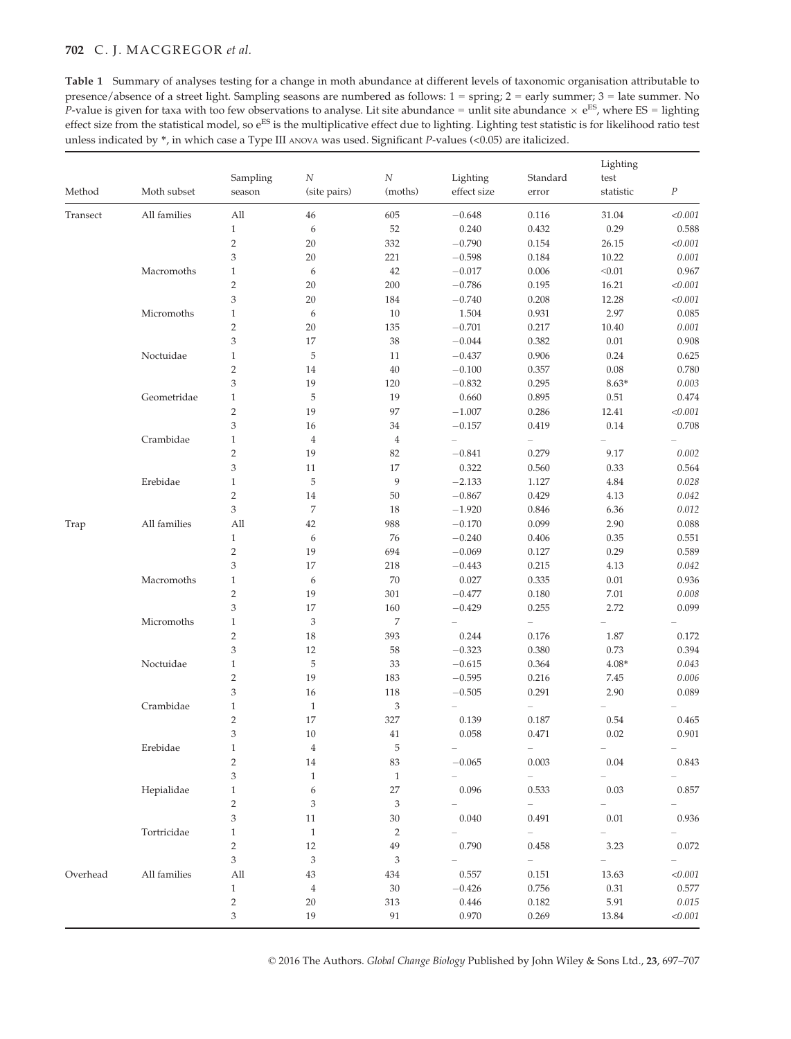**Table 1** Summary of analyses testing for a change in moth abundance at different levels of taxonomic organisation attributable to presence/absence of a street light. Sampling seasons are numbered as follows: 1 = spring; 2 = early summer; 3 = late summer. No *P*-value is given for taxa with too few observations to analyse. Lit site abundance = unlit site abundance × $e^{ES}$, where ES = lighting effect size from the statistical model, so $e^{ES}$ is the multiplicative effect due to lighting. Lighting test statistic is for likelihood ratio test unless indicated by *, in which case a Type III ANOVA was used. Significant *P*-values (<0.05) are italicized.

| Method | Moth subset | Sampling season | N (site pairs) | N (moths) | Lighting effect size | Standard error | Lighting test statistic | P |
|---|---|---|---|---|---|---|---|---|
| Transect | All families | All | 46 | 605 | −0.648 | 0.116 | 31.04 | *<0.001* |
| | | 1 | 6 | 52 | 0.240 | 0.432 | 0.29 | 0.588 |
| | | 2 | 20 | 332 | −0.790 | 0.154 | 26.15 | *<0.001* |
| | | 3 | 20 | 221 | −0.598 | 0.184 | 10.22 | *0.001* |
| | Macromoths | 1 | 6 | 42 | −0.017 | 0.006 | <0.01 | 0.967 |
| | | 2 | 20 | 200 | −0.786 | 0.195 | 16.21 | *<0.001* |
| | | 3 | 20 | 184 | −0.740 | 0.208 | 12.28 | *<0.001* |
| | Micromoths | 1 | 6 | 10 | 1.504 | 0.931 | 2.97 | 0.085 |
| | | 2 | 20 | 135 | −0.701 | 0.217 | 10.40 | *0.001* |
| | | 3 | 17 | 38 | −0.044 | 0.382 | 0.01 | 0.908 |
| | Noctuidae | 1 | 5 | 11 | −0.437 | 0.906 | 0.24 | 0.625 |
| | | 2 | 14 | 40 | −0.100 | 0.357 | 0.08 | 0.780 |
| | | 3 | 19 | 120 | −0.832 | 0.295 | 8.63* | *0.003* |
| | Geometridae | 1 | 5 | 19 | 0.660 | 0.895 | 0.51 | 0.474 |
| | | 2 | 19 | 97 | −1.007 | 0.286 | 12.41 | *<0.001* |
| | | 3 | 16 | 34 | −0.157 | 0.419 | 0.14 | 0.708 |
| | Crambidae | 1 | 4 | 4 | – | – | – | – |
| | | 2 | 19 | 82 | −0.841 | 0.279 | 9.17 | *0.002* |
| | | 3 | 11 | 17 | 0.322 | 0.560 | 0.33 | 0.564 |
| | Erebidae | 1 | 5 | 9 | −2.133 | 1.127 | 4.84 | *0.028* |
| | | 2 | 14 | 50 | −0.867 | 0.429 | 4.13 | *0.042* |
| | | 3 | 7 | 18 | −1.920 | 0.846 | 6.36 | *0.012* |
| Trap | All families | All | 42 | 988 | −0.170 | 0.099 | 2.90 | 0.088 |
| | | 1 | 6 | 76 | −0.240 | 0.406 | 0.35 | 0.551 |
| | | 2 | 19 | 694 | −0.069 | 0.127 | 0.29 | 0.589 |
| | | 3 | 17 | 218 | −0.443 | 0.215 | 4.13 | *0.042* |
| | Macromoths | 1 | 6 | 70 | 0.027 | 0.335 | 0.01 | 0.936 |
| | | 2 | 19 | 301 | −0.477 | 0.180 | 7.01 | *0.008* |
| | | 3 | 17 | 160 | −0.429 | 0.255 | 2.72 | 0.099 |
| | Micromoths | 1 | 3 | 7 | – | – | – | – |
| | | 2 | 18 | 393 | 0.244 | 0.176 | 1.87 | 0.172 |
| | | 3 | 12 | 58 | −0.323 | 0.380 | 0.73 | 0.394 |
| | Noctuidae | 1 | 5 | 33 | −0.615 | 0.364 | 4.08* | *0.043* |
| | | 2 | 19 | 183 | −0.595 | 0.216 | 7.45 | *0.006* |
| | | 3 | 16 | 118 | −0.505 | 0.291 | 2.90 | 0.089 |
| | Crambidae | 1 | 1 | 3 | – | – | – | – |
| | | 2 | 17 | 327 | 0.139 | 0.187 | 0.54 | 0.465 |
| | | 3 | 10 | 41 | 0.058 | 0.471 | 0.02 | 0.901 |
| | Erebidae | 1 | 4 | 5 | – | – | – | – |
| | | 2 | 14 | 83 | −0.065 | 0.003 | 0.04 | 0.843 |
| | | 3 | 1 | 1 | – | – | – | – |
| | Hepialidae | 1 | 6 | 27 | 0.096 | 0.533 | 0.03 | 0.857 |
| | | 2 | 3 | 3 | – | – | – | – |
| | | 3 | 11 | 30 | 0.040 | 0.491 | 0.01 | 0.936 |
| | Tortricidae | 1 | 1 | 2 | – | – | – | – |
| | | 2 | 12 | 49 | 0.790 | 0.458 | 3.23 | 0.072 |
| | | 3 | 3 | 3 | – | – | – | – |
| Overhead | All families | All | 43 | 434 | 0.557 | 0.151 | 13.63 | *<0.001* |
| | | 1 | 4 | 30 | −0.426 | 0.756 | 0.31 | 0.577 |
| | | 2 | 20 | 313 | 0.446 | 0.182 | 5.91 | *0.015* |
| | | 3 | 19 | 91 | 0.970 | 0.269 | 13.84 | *<0.001* |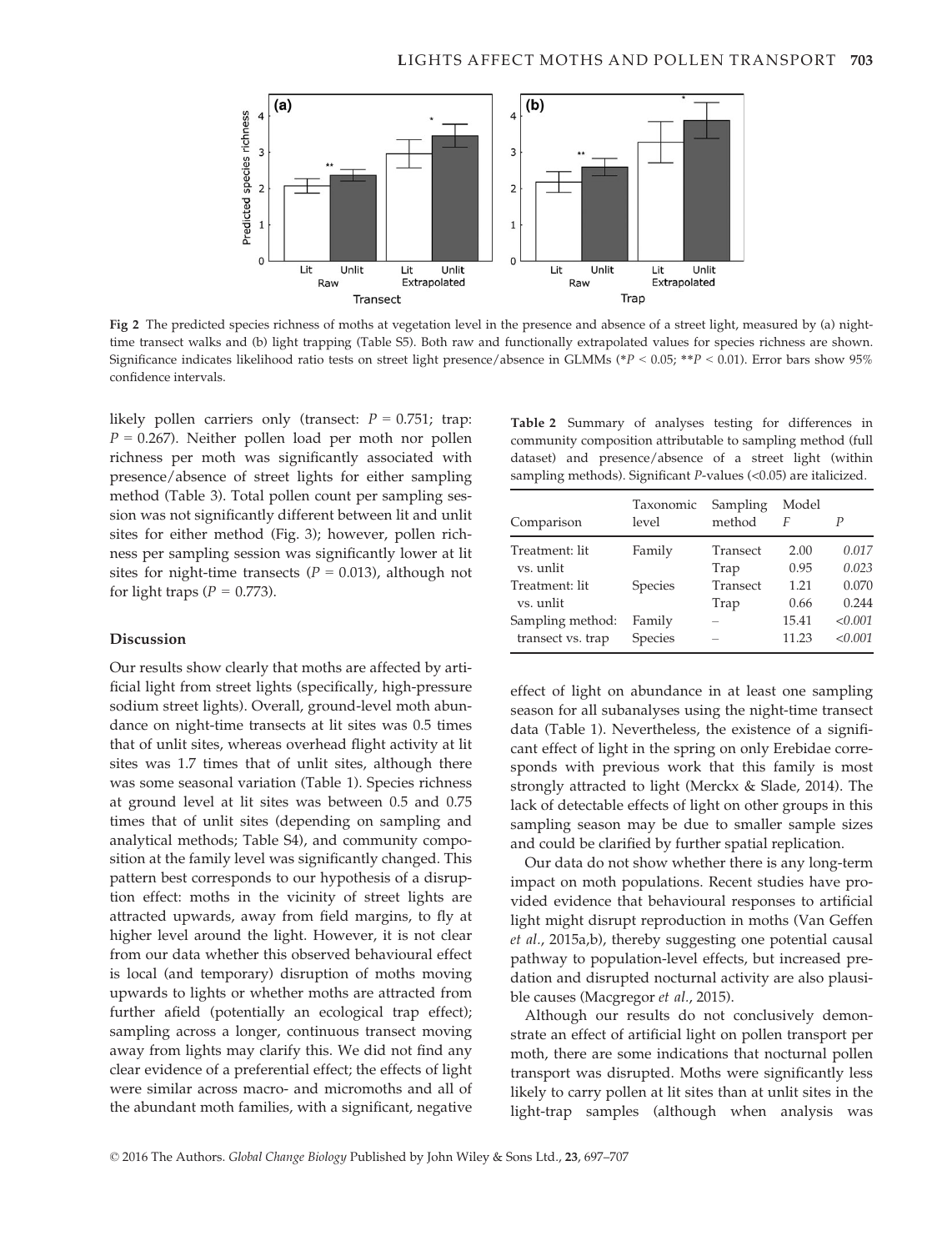Fig 2 The predicted species richness of moths at vegetation level in the presence and absence of a street light, measured by (a) night-time transect walks and (b) light trapping (Table S5). Both raw and functionally extrapolated values for species richness are shown. Significance indicates likelihood ratio tests on street light presence/absence in GLMMs (*$P < 0.05$; **$P < 0.01$). Error bars show 95% confidence intervals.

likely pollen carriers only (transect: $P = 0.751$; trap: $P = 0.267$). Neither pollen load per moth nor pollen richness per moth was significantly associated with presence/absence of street lights for either sampling method (Table 3). Total pollen count per sampling session was not significantly different between lit and unlit sites for either method (Fig. 3); however, pollen richness per sampling session was significantly lower at lit sites for night-time transects ($P = 0.013$), although not for light traps ($P = 0.773$).

## Discussion

Our results show clearly that moths are affected by artificial light from street lights (specifically, high-pressure sodium street lights). Overall, ground-level moth abundance on night-time transects at lit sites was 0.5 times that of unlit sites, whereas overhead flight activity at lit sites was 1.7 times that of unlit sites, although there was some seasonal variation (Table 1). Species richness at ground level at lit sites was between 0.5 and 0.75 times that of unlit sites (depending on sampling and analytical methods; Table S4), and community composition at the family level was significantly changed. This pattern best corresponds to our hypothesis of a disruption effect: moths in the vicinity of street lights are attracted upwards, away from field margins, to fly at higher level around the light. However, it is not clear from our data whether this observed behavioural effect is local (and temporary) disruption of moths moving upwards to lights or whether moths are attracted from further afield (potentially an ecological trap effect); sampling across a longer, continuous transect moving away from lights may clarify this. We did not find any clear evidence of a preferential effect; the effects of light were similar across macro- and micromoths and all of the abundant moth families, with a significant, negative effect of light on abundance in at least one sampling season for all subanalyses using the night-time transect data (Table 1). Nevertheless, the existence of a significant effect of light in the spring on only Erebidae corresponds with previous work that this family is most strongly attracted to light (Merckx & Slade, 2014). The lack of detectable effects of light on other groups in this sampling season may be due to smaller sample sizes and could be clarified by further spatial replication.

**Table 2** Summary of analyses testing for differences in community composition attributable to sampling method (full dataset) and presence/absence of a street light (within sampling methods). Significant *P*-values (<0.05) are italicized.

| Comparison | Taxonomic level | Sampling method | Model *F* | *P* |
|---|---|---|---|---|
| Treatment: lit vs. unlit | Family | Transect | 2.00 | *0.017* |
| | | Trap | 0.95 | *0.023* |
| Treatment: lit vs. unlit | Species | Transect | 1.21 | 0.070 |
| | | Trap | 0.66 | 0.244 |
| Sampling method: transect vs. trap | Family | – | 15.41 | *<0.001* |
| | Species | – | 11.23 | *<0.001* |

Our data do not show whether there is any long-term impact on moth populations. Recent studies have provided evidence that behavioural responses to artificial light might disrupt reproduction in moths (Van Geffen *et al*., 2015a,b), thereby suggesting one potential causal pathway to population-level effects, but increased predation and disrupted nocturnal activity are also plausible causes (Macgregor *et al*., 2015).

Although our results do not conclusively demonstrate an effect of artificial light on pollen transport per moth, there are some indications that nocturnal pollen transport was disrupted. Moths were significantly less likely to carry pollen at lit sites than at unlit sites in the light-trap samples (although when analysis was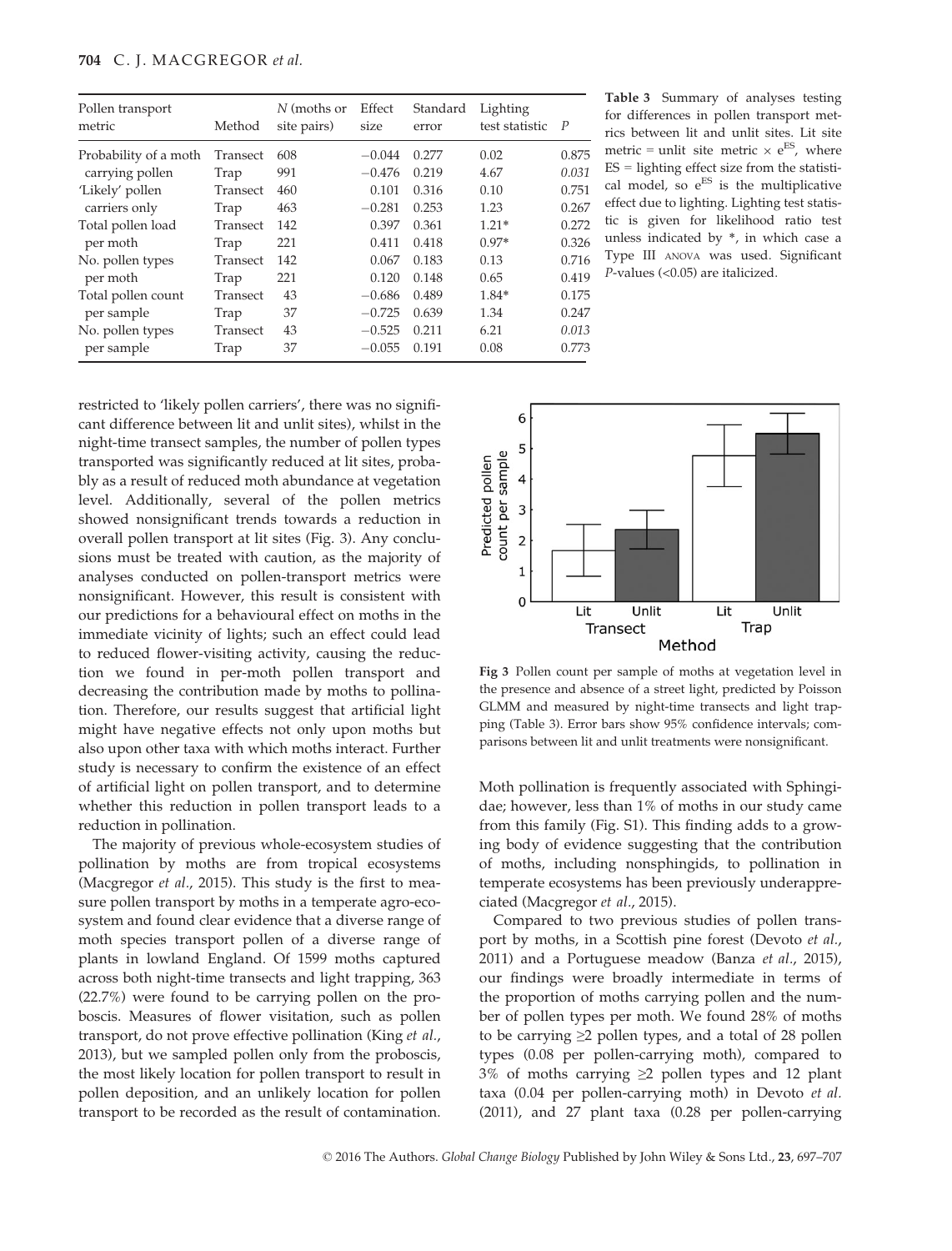| Pollen transport metric | Method | N (moths or site pairs) | Effect size | Standard error | Lighting test statistic | P |
|---|---|---|---|---|---|---|
| Probability of a moth carrying pollen | Transect | 608 | −0.044 | 0.277 | 0.02 | 0.875 |
| | Trap | 991 | −0.476 | 0.219 | 4.67 | *0.031* |
| 'Likely' pollen carriers only | Transect | 460 | 0.101 | 0.316 | 0.10 | 0.751 |
| | Trap | 463 | −0.281 | 0.253 | 1.23 | 0.267 |
| Total pollen load per moth | Transect | 142 | 0.397 | 0.361 | 1.21* | 0.272 |
| | Trap | 221 | 0.411 | 0.418 | 0.97* | 0.326 |
| No. pollen types per moth | Transect | 142 | 0.067 | 0.183 | 0.13 | 0.716 |
| | Trap | 221 | 0.120 | 0.148 | 0.65 | 0.419 |
| Total pollen count per sample | Transect | 43 | −0.686 | 0.489 | 1.84* | 0.175 |
| | Trap | 37 | −0.725 | 0.639 | 1.34 | 0.247 |
| No. pollen types per sample | Transect | 43 | −0.525 | 0.211 | 6.21 | *0.013* |
| | Trap | 37 | −0.055 | 0.191 | 0.08 | 0.773 |

**Table 3** Summary of analyses testing for differences in pollen transport metrics between lit and unlit sites. Lit site metric = unlit site metric × $e^{ES}$, where ES = lighting effect size from the statistical model, so $e^{ES}$ is the multiplicative effect due to lighting. Lighting test statistic is given for likelihood ratio test unless indicated by *, in which case a Type III ANOVA was used. Significant *P*-values (<0.05) are italicized.

restricted to 'likely pollen carriers', there was no significant difference between lit and unlit sites), whilst in the night-time transect samples, the number of pollen types transported was significantly reduced at lit sites, probably as a result of reduced moth abundance at vegetation level. Additionally, several of the pollen metrics showed nonsignificant trends towards a reduction in overall pollen transport at lit sites (Fig. 3). Any conclusions must be treated with caution, as the majority of analyses conducted on pollen-transport metrics were nonsignificant. However, this result is consistent with our predictions for a behavioural effect on moths in the immediate vicinity of lights; such an effect could lead to reduced flower-visiting activity, causing the reduction we found in per-moth pollen transport and decreasing the contribution made by moths to pollination. Therefore, our results suggest that artificial light might have negative effects not only upon moths but also upon other taxa with which moths interact. Further study is necessary to confirm the existence of an effect of artificial light on pollen transport, and to determine whether this reduction in pollen transport leads to a reduction in pollination.

The majority of previous whole-ecosystem studies of pollination by moths are from tropical ecosystems (Macgregor *et al.*, 2015). This study is the first to measure pollen transport by moths in a temperate agro-ecosystem and found clear evidence that a diverse range of moth species transport pollen of a diverse range of plants in lowland England. Of 1599 moths captured across both night-time transects and light trapping, 363 (22.7%) were found to be carrying pollen on the proboscis. Measures of flower visitation, such as pollen transport, do not prove effective pollination (King *et al.*, 2013), but we sampled pollen only from the proboscis, the most likely location for pollen transport to result in pollen deposition, and an unlikely location for pollen transport to be recorded as the result of contamination.

**Fig 3** Pollen count per sample of moths at vegetation level in the presence and absence of a street light, predicted by Poisson GLMM and measured by night-time transects and light trapping (Table 3). Error bars show 95% confidence intervals; comparisons between lit and unlit treatments were nonsignificant.

Moth pollination is frequently associated with Sphingidae; however, less than 1% of moths in our study came from this family (Fig. S1). This finding adds to a growing body of evidence suggesting that the contribution of moths, including nonsphingids, to pollination in temperate ecosystems has been previously underappreciated (Macgregor *et al.*, 2015).

Compared to two previous studies of pollen transport by moths, in a Scottish pine forest (Devoto *et al.*, 2011) and a Portuguese meadow (Banza *et al.*, 2015), our findings were broadly intermediate in terms of the proportion of moths carrying pollen and the number of pollen types per moth. We found 28% of moths to be carrying ≥2 pollen types, and a total of 28 pollen types (0.08 per pollen-carrying moth), compared to 3% of moths carrying ≥2 pollen types and 12 plant taxa (0.04 per pollen-carrying moth) in Devoto *et al.* (2011), and 27 plant taxa (0.28 per pollen-carrying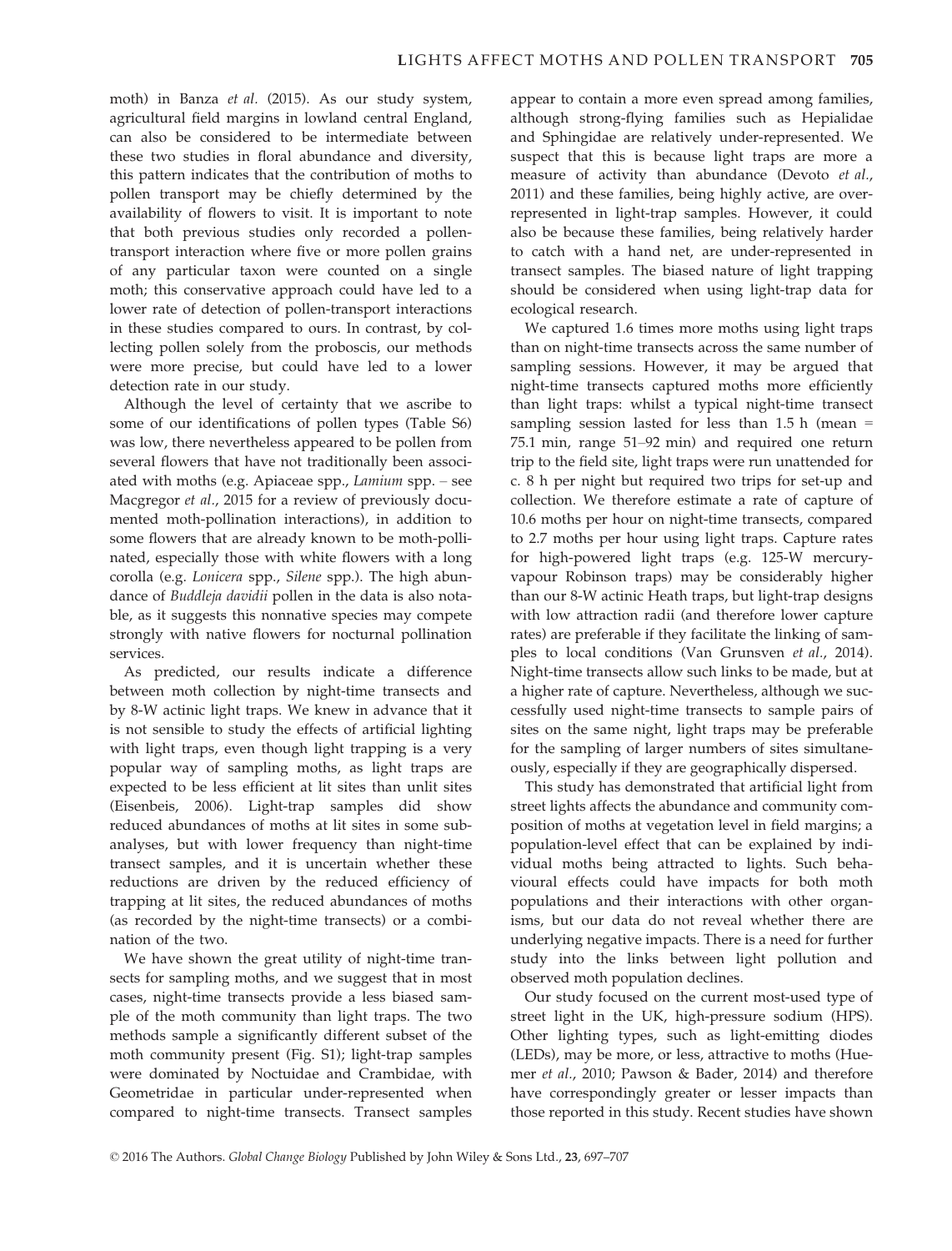moth) in Banza *et al*. (2015). As our study system, agricultural field margins in lowland central England, can also be considered to be intermediate between these two studies in floral abundance and diversity, this pattern indicates that the contribution of moths to pollen transport may be chiefly determined by the availability of flowers to visit. It is important to note that both previous studies only recorded a pollen-transport interaction where five or more pollen grains of any particular taxon were counted on a single moth; this conservative approach could have led to a lower rate of detection of pollen-transport interactions in these studies compared to ours. In contrast, by collecting pollen solely from the proboscis, our methods were more precise, but could have led to a lower detection rate in our study.

Although the level of certainty that we ascribe to some of our identifications of pollen types (Table S6) was low, there nevertheless appeared to be pollen from several flowers that have not traditionally been associated with moths (e.g. Apiaceae spp., *Lamium* spp. – see Macgregor *et al*., 2015 for a review of previously documented moth-pollination interactions), in addition to some flowers that are already known to be moth-pollinated, especially those with white flowers with a long corolla (e.g. *Lonicera* spp., *Silene* spp.). The high abundance of *Buddleja davidii* pollen in the data is also notable, as it suggests this nonnative species may compete strongly with native flowers for nocturnal pollination services.

As predicted, our results indicate a difference between moth collection by night-time transects and by 8-W actinic light traps. We knew in advance that it is not sensible to study the effects of artificial lighting with light traps, even though light trapping is a very popular way of sampling moths, as light traps are expected to be less efficient at lit sites than unlit sites (Eisenbeis, 2006). Light-trap samples did show reduced abundances of moths at lit sites in some sub-analyses, but with lower frequency than night-time transect samples, and it is uncertain whether these reductions are driven by the reduced efficiency of trapping at lit sites, the reduced abundances of moths (as recorded by the night-time transects) or a combination of the two.

We have shown the great utility of night-time transects for sampling moths, and we suggest that in most cases, night-time transects provide a less biased sample of the moth community than light traps. The two methods sample a significantly different subset of the moth community present (Fig. S1); light-trap samples were dominated by Noctuidae and Crambidae, with Geometridae in particular under-represented when compared to night-time transects. Transect samples appear to contain a more even spread among families, although strong-flying families such as Hepialidae and Sphingidae are relatively under-represented. We suspect that this is because light traps are more a measure of activity than abundance (Devoto *et al*., 2011) and these families, being highly active, are over-represented in light-trap samples. However, it could also be because these families, being relatively harder to catch with a hand net, are under-represented in transect samples. The biased nature of light trapping should be considered when using light-trap data for ecological research.

We captured 1.6 times more moths using light traps than on night-time transects across the same number of sampling sessions. However, it may be argued that night-time transects captured moths more efficiently than light traps: whilst a typical night-time transect sampling session lasted for less than 1.5 h (mean = 75.1 min, range 51–92 min) and required one return trip to the field site, light traps were run unattended for c. 8 h per night but required two trips for set-up and collection. We therefore estimate a rate of capture of 10.6 moths per hour on night-time transects, compared to 2.7 moths per hour using light traps. Capture rates for high-powered light traps (e.g. 125-W mercury-vapour Robinson traps) may be considerably higher than our 8-W actinic Heath traps, but light-trap designs with low attraction radii (and therefore lower capture rates) are preferable if they facilitate the linking of samples to local conditions (Van Grunsven *et al*., 2014). Night-time transects allow such links to be made, but at a higher rate of capture. Nevertheless, although we successfully used night-time transects to sample pairs of sites on the same night, light traps may be preferable for the sampling of larger numbers of sites simultaneously, especially if they are geographically dispersed.

This study has demonstrated that artificial light from street lights affects the abundance and community composition of moths at vegetation level in field margins; a population-level effect that can be explained by individual moths being attracted to lights. Such behavioural effects could have impacts for both moth populations and their interactions with other organisms, but our data do not reveal whether there are underlying negative impacts. There is a need for further study into the links between light pollution and observed moth population declines.

Our study focused on the current most-used type of street light in the UK, high-pressure sodium (HPS). Other lighting types, such as light-emitting diodes (LEDs), may be more, or less, attractive to moths (Huemer *et al*., 2010; Pawson & Bader, 2014) and therefore have correspondingly greater or lesser impacts than those reported in this study. Recent studies have shown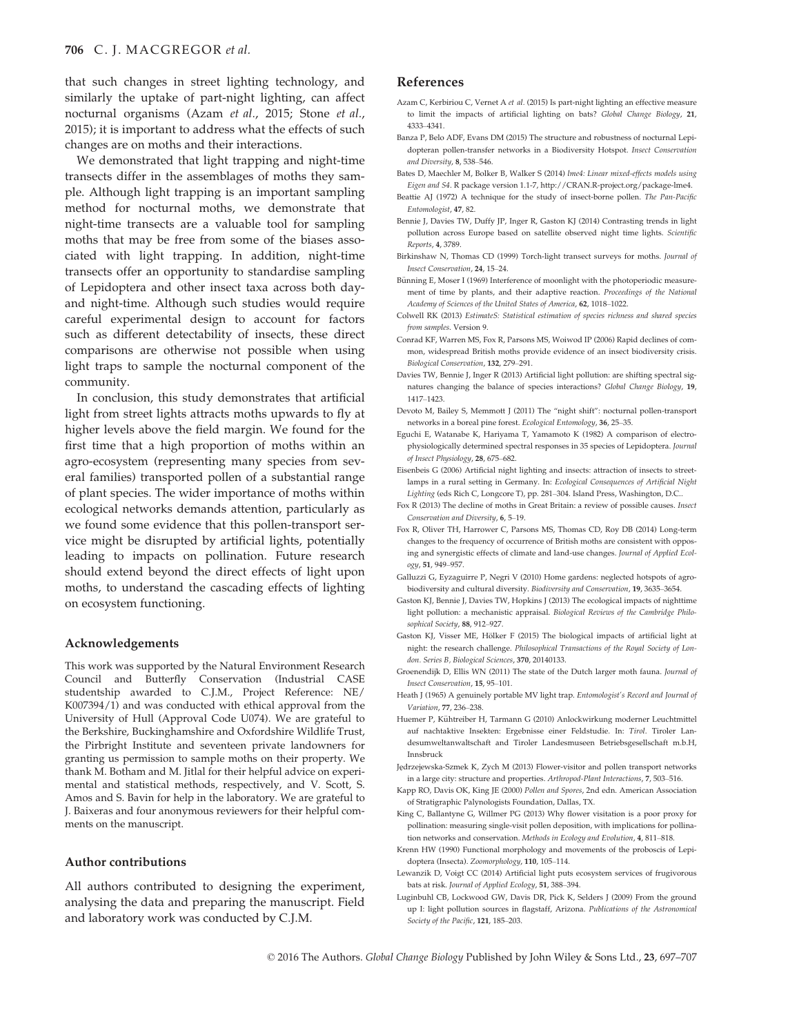that such changes in street lighting technology, and similarly the uptake of part-night lighting, can affect nocturnal organisms (Azam *et al*., 2015; Stone *et al*., 2015); it is important to address what the effects of such changes are on moths and their interactions.

We demonstrated that light trapping and night-time transects differ in the assemblages of moths they sample. Although light trapping is an important sampling method for nocturnal moths, we demonstrate that night-time transects are a valuable tool for sampling moths that may be free from some of the biases associated with light trapping. In addition, night-time transects offer an opportunity to standardise sampling of Lepidoptera and other insect taxa across both day- and night-time. Although such studies would require careful experimental design to account for factors such as different detectability of insects, these direct comparisons are otherwise not possible when using light traps to sample the nocturnal component of the community.

In conclusion, this study demonstrates that artificial light from street lights attracts moths upwards to fly at higher levels above the field margin. We found for the first time that a high proportion of moths within an agro-ecosystem (representing many species from several families) transported pollen of a substantial range of plant species. The wider importance of moths within ecological networks demands attention, particularly as we found some evidence that this pollen-transport service might be disrupted by artificial lights, potentially leading to impacts on pollination. Future research should extend beyond the direct effects of light upon moths, to understand the cascading effects of lighting on ecosystem functioning.

## Acknowledgements

This work was supported by the Natural Environment Research Council and Butterfly Conservation (Industrial CASE studentship awarded to C.J.M., Project Reference: NE/K007394/1) and was conducted with ethical approval from the University of Hull (Approval Code U074). We are grateful to the Berkshire, Buckinghamshire and Oxfordshire Wildlife Trust, the Pirbright Institute and seventeen private landowners for granting us permission to sample moths on their property. We thank M. Botham and M. Jitlal for their helpful advice on experimental and statistical methods, respectively, and V. Scott, S. Amos and S. Bavin for help in the laboratory. We are grateful to J. Baixeras and four anonymous reviewers for their helpful comments on the manuscript.

## Author contributions

All authors contributed to designing the experiment, analysing the data and preparing the manuscript. Field and laboratory work was conducted by C.J.M.

## References

Azam C, Kerbiriou C, Vernet A *et al*. (2015) Is part-night lighting an effective measure to limit the impacts of artificial lighting on bats? *Global Change Biology*, **21**, 4333–4341.

Banza P, Belo ADF, Evans DM (2015) The structure and robustness of nocturnal Lepidopteran pollen-transfer networks in a Biodiversity Hotspot. *Insect Conservation and Diversity*, **8**, 538–546.

Bates D, Maechler M, Bolker B, Walker S (2014) *lme4: Linear mixed-effects models using Eigen and S4*. R package version 1.1-7, http://CRAN.R-project.org/package-lme4.

Beattie AJ (1972) A technique for the study of insect-borne pollen. *The Pan-Pacific Entomologist*, **47**, 82.

Bennie J, Davies TW, Duffy JP, Inger R, Gaston KJ (2014) Contrasting trends in light pollution across Europe based on satellite observed night time lights. *Scientific Reports*, **4**, 3789.

Birkinshaw N, Thomas CD (1999) Torch-light transect surveys for moths. *Journal of Insect Conservation*, **24**, 15–24.

Bünning E, Moser I (1969) Interference of moonlight with the photoperiodic measurement of time by plants, and their adaptive reaction. *Proceedings of the National Academy of Sciences of the United States of America*, **62**, 1018–1022.

Colwell RK (2013) *EstimateS: Statistical estimation of species richness and shared species from samples*. Version 9.

Conrad KF, Warren MS, Fox R, Parsons MS, Woiwod IP (2006) Rapid declines of common, widespread British moths provide evidence of an insect biodiversity crisis. *Biological Conservation*, **132**, 279–291.

Davies TW, Bennie J, Inger R (2013) Artificial light pollution: are shifting spectral signatures changing the balance of species interactions? *Global Change Biology*, **19**, 1417–1423.

Devoto M, Bailey S, Memmott J (2011) The "night shift": nocturnal pollen-transport networks in a boreal pine forest. *Ecological Entomology*, **36**, 25–35.

Eguchi E, Watanabe K, Hariyama T, Yamamoto K (1982) A comparison of electrophysiologically determined spectral responses in 35 species of Lepidoptera. *Journal of Insect Physiology*, **28**, 675–682.

Eisenbeis G (2006) Artificial night lighting and insects: attraction of insects to streetlamps in a rural setting in Germany. In: *Ecological Consequences of Artificial Night Lighting* (eds Rich C, Longcore T), pp. 281–304. Island Press, Washington, D.C..

Fox R (2013) The decline of moths in Great Britain: a review of possible causes. *Insect Conservation and Diversity*, **6**, 5–19.

Fox R, Oliver TH, Harrower C, Parsons MS, Thomas CD, Roy DB (2014) Long-term changes to the frequency of occurrence of British moths are consistent with opposing and synergistic effects of climate and land-use changes. *Journal of Applied Ecology*, **51**, 949–957.

Galluzzi G, Eyzaguirre P, Negri V (2010) Home gardens: neglected hotspots of agrobiodiversity and cultural diversity. *Biodiversity and Conservation*, **19**, 3635–3654.

Gaston KJ, Bennie J, Davies TW, Hopkins J (2013) The ecological impacts of nighttime light pollution: a mechanistic appraisal. *Biological Reviews of the Cambridge Philosophical Society*, **88**, 912–927.

Gaston KJ, Visser ME, Hölker F (2015) The biological impacts of artificial light at night: the research challenge. *Philosophical Transactions of the Royal Society of London. Series B, Biological Sciences*, **370**, 20140133.

Groenendijk D, Ellis WN (2011) The state of the Dutch larger moth fauna. *Journal of Insect Conservation*, **15**, 95–101.

Heath J (1965) A genuinely portable MV light trap. *Entomologist's Record and Journal of Variation*, **77**, 236–238.

Huemer P, Kühtreiber H, Tarmann G (2010) Anlockwirkung moderner Leuchtmittel auf nachtaktive Insekten: Ergebnisse einer Feldstudie. In: *Tirol*. Tiroler Landesumweltanwaltschaft und Tiroler Landesmuseen Betriebsgesellschaft m.b.H, Innsbruck

Jędrzejewska-Szmek K, Zych M (2013) Flower-visitor and pollen transport networks in a large city: structure and properties. *Arthropod-Plant Interactions*, **7**, 503–516.

Kapp RO, Davis OK, King JE (2000) *Pollen and Spores*, 2nd edn. American Association of Stratigraphic Palynologists Foundation, Dallas, TX.

King C, Ballantyne G, Willmer PG (2013) Why flower visitation is a poor proxy for pollination: measuring single-visit pollen deposition, with implications for pollination networks and conservation. *Methods in Ecology and Evolution*, **4**, 811–818.

Krenn HW (1990) Functional morphology and movements of the proboscis of Lepidoptera (Insecta). *Zoomorphology*, **110**, 105–114.

Lewanzik D, Voigt CC (2014) Artificial light puts ecosystem services of frugivorous bats at risk. *Journal of Applied Ecology*, **51**, 388–394.

Luginbuhl CB, Lockwood GW, Davis DR, Pick K, Selders J (2009) From the ground up I: light pollution sources in flagstaff, Arizona. *Publications of the Astronomical Society of the Pacific*, **121**, 185–203.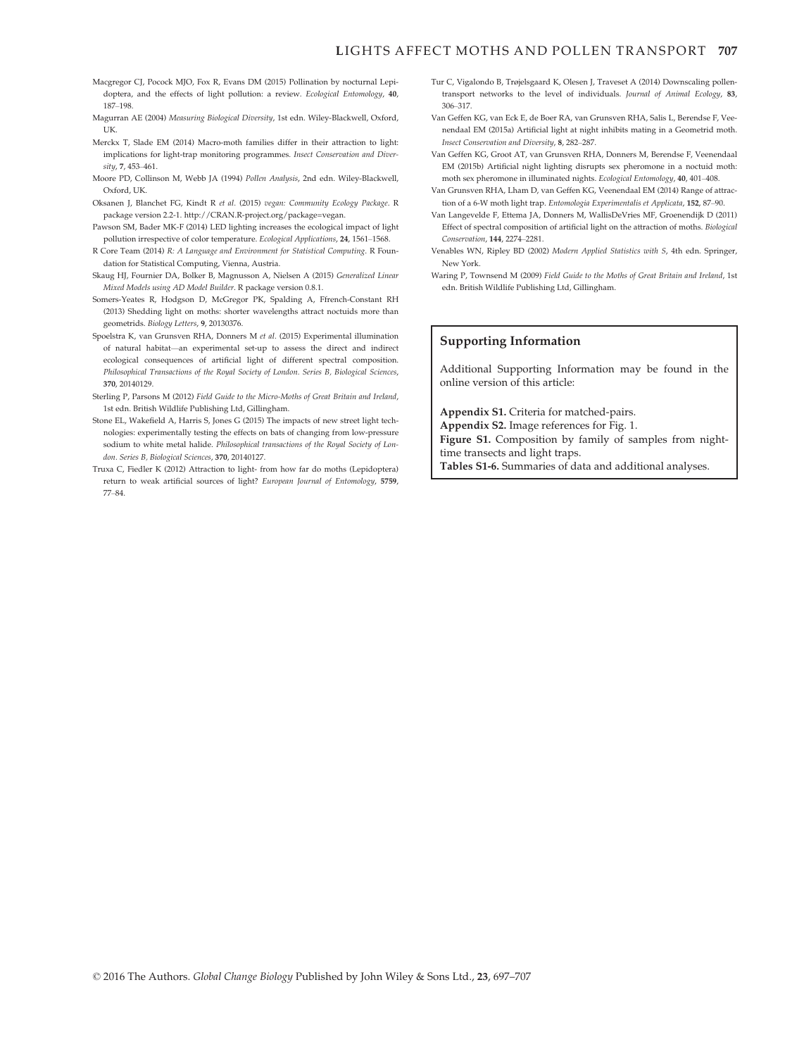Macgregor CJ, Pocock MJO, Fox R, Evans DM (2015) Pollination by nocturnal Lepidoptera, and the effects of light pollution: a review. *Ecological Entomology*, **40**, 187–198.

Magurran AE (2004) *Measuring Biological Diversity*, 1st edn. Wiley-Blackwell, Oxford, UK.

Merckx T, Slade EM (2014) Macro-moth families differ in their attraction to light: implications for light-trap monitoring programmes. *Insect Conservation and Diversity*, **7**, 453–461.

Moore PD, Collinson M, Webb JA (1994) *Pollen Analysis*, 2nd edn. Wiley-Blackwell, Oxford, UK.

Oksanen J, Blanchet FG, Kindt R *et al.* (2015) *vegan: Community Ecology Package*. R package version 2.2-1. http://CRAN.R-project.org/package=vegan.

Pawson SM, Bader MK-F (2014) LED lighting increases the ecological impact of light pollution irrespective of color temperature. *Ecological Applications*, **24**, 1561–1568.

R Core Team (2014) *R: A Language and Environment for Statistical Computing*. R Foundation for Statistical Computing, Vienna, Austria.

Skaug HJ, Fournier DA, Bolker B, Magnusson A, Nielsen A (2015) *Generalized Linear Mixed Models using AD Model Builder*. R package version 0.8.1.

Somers-Yeates R, Hodgson D, McGregor PK, Spalding A, Ffrench-Constant RH (2013) Shedding light on moths: shorter wavelengths attract noctuids more than geometrids. *Biology Letters*, **9**, 20130376.

Spoelstra K, van Grunsven RHA, Donners M *et al.* (2015) Experimental illumination of natural habitat—an experimental set-up to assess the direct and indirect ecological consequences of artificial light of different spectral composition. *Philosophical Transactions of the Royal Society of London. Series B, Biological Sciences*, **370**, 20140129.

Sterling P, Parsons M (2012) *Field Guide to the Micro-Moths of Great Britain and Ireland*, 1st edn. British Wildlife Publishing Ltd, Gillingham.

Stone EL, Wakefield A, Harris S, Jones G (2015) The impacts of new street light technologies: experimentally testing the effects on bats of changing from low-pressure sodium to white metal halide. *Philosophical transactions of the Royal Society of London. Series B, Biological Sciences*, **370**, 20140127.

Truxa C, Fiedler K (2012) Attraction to light- from how far do moths (Lepidoptera) return to weak artificial sources of light? *European Journal of Entomology*, **5759**, 77–84.

Tur C, Vigalondo B, Trøjelsgaard K, Olesen J, Traveset A (2014) Downscaling pollen-transport networks to the level of individuals. *Journal of Animal Ecology*, **83**, 306–317.

Van Geffen KG, van Eck E, de Boer RA, van Grunsven RHA, Salis L, Berendse F, Veenendaal EM (2015a) Artificial light at night inhibits mating in a Geometrid moth. *Insect Conservation and Diversity*, **8**, 282–287.

Van Geffen KG, Groot AT, van Grunsven RHA, Donners M, Berendse F, Veenendaal EM (2015b) Artificial night lighting disrupts sex pheromone in a noctuid moth: moth sex pheromone in illuminated nights. *Ecological Entomology*, **40**, 401–408.

Van Grunsven RHA, Lham D, van Geffen KG, Veenendaal EM (2014) Range of attraction of a 6-W moth light trap. *Entomologia Experimentalis et Applicata*, **152**, 87–90.

Van Langevelde F, Ettema JA, Donners M, WallisDeVries MF, Groenendijk D (2011) Effect of spectral composition of artificial light on the attraction of moths. *Biological Conservation*, **144**, 2274–2281.

Venables WN, Ripley BD (2002) *Modern Applied Statistics with S*, 4th edn. Springer, New York.

Waring P, Townsend M (2009) *Field Guide to the Moths of Great Britain and Ireland*, 1st edn. British Wildlife Publishing Ltd, Gillingham.

## Supporting Information

Additional Supporting Information may be found in the online version of this article:

**Appendix S1.** Criteria for matched-pairs.
**Appendix S2.** Image references for Fig. 1.
**Figure S1.** Composition by family of samples from night-time transects and light traps.
**Tables S1-6.** Summaries of data and additional analyses.